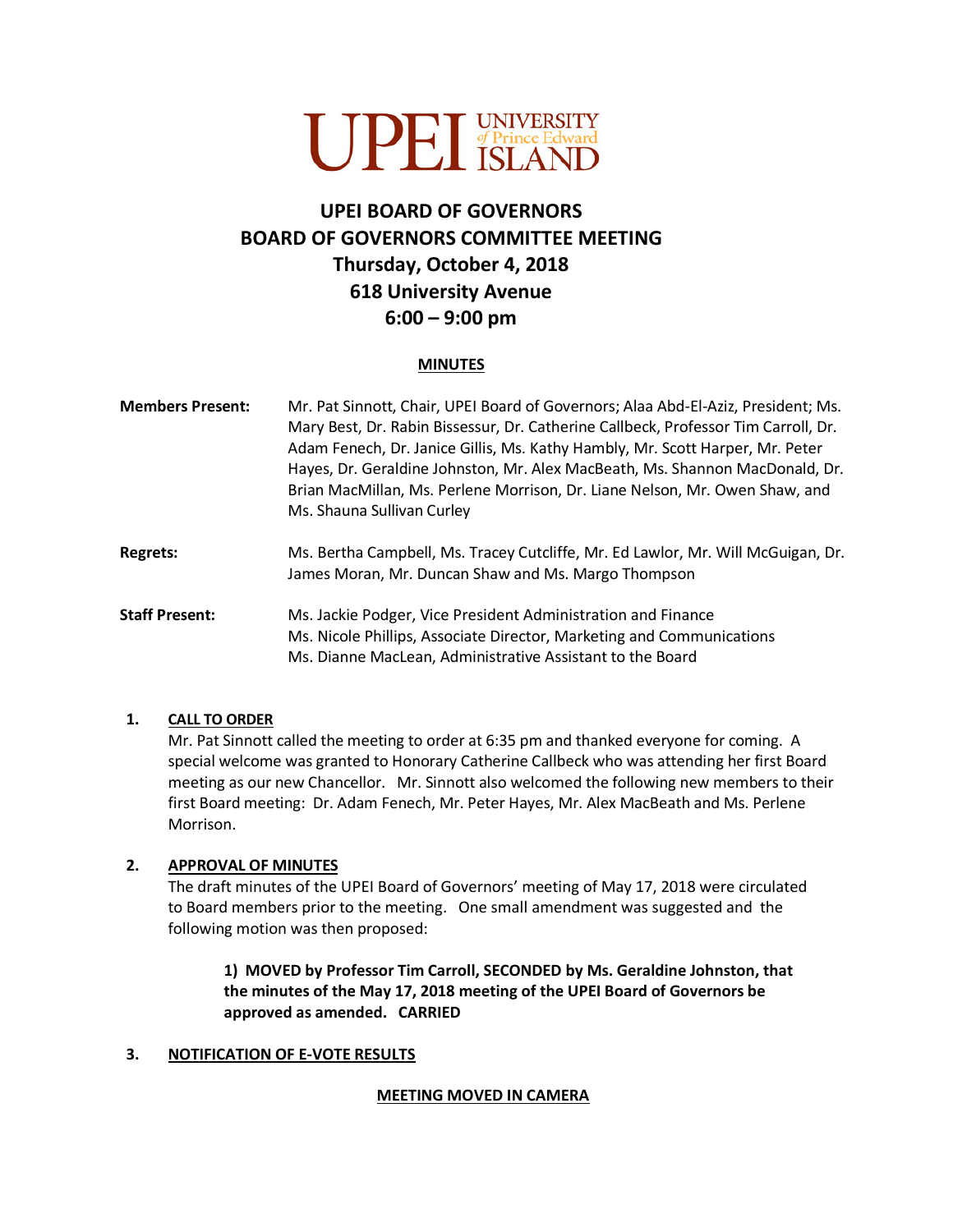# UPEI BOARD OF GOVERNORS
# BOARD OF GOVERNORS COMMITTEE MEETING
# Thursday, October 4, 2018
# 618 University Avenue
# 6:00 – 9:00 pm

**MINUTES**

**Members Present:** Mr. Pat Sinnott, Chair, UPEI Board of Governors; Alaa Abd-El-Aziz, President; Ms. Mary Best, Dr. Rabin Bissessur, Dr. Catherine Callbeck, Professor Tim Carroll, Dr. Adam Fenech, Dr. Janice Gillis, Ms. Kathy Hambly, Mr. Scott Harper, Mr. Peter Hayes, Dr. Geraldine Johnston, Mr. Alex MacBeath, Ms. Shannon MacDonald, Dr. Brian MacMillan, Ms. Perlene Morrison, Dr. Liane Nelson, Mr. Owen Shaw, and Ms. Shauna Sullivan Curley

**Regrets:** Ms. Bertha Campbell, Ms. Tracey Cutcliffe, Mr. Ed Lawlor, Mr. Will McGuigan, Dr. James Moran, Mr. Duncan Shaw and Ms. Margo Thompson

**Staff Present:** Ms. Jackie Podger, Vice President Administration and Finance
Ms. Nicole Phillips, Associate Director, Marketing and Communications
Ms. Dianne MacLean, Administrative Assistant to the Board

## 1. CALL TO ORDER

Mr. Pat Sinnott called the meeting to order at 6:35 pm and thanked everyone for coming. A special welcome was granted to Honorary Catherine Callbeck who was attending her first Board meeting as our new Chancellor. Mr. Sinnott also welcomed the following new members to their first Board meeting: Dr. Adam Fenech, Mr. Peter Hayes, Mr. Alex MacBeath and Ms. Perlene Morrison.

## 2. APPROVAL OF MINUTES

The draft minutes of the UPEI Board of Governors' meeting of May 17, 2018 were circulated to Board members prior to the meeting. One small amendment was suggested and the following motion was then proposed:

> **1) MOVED by Professor Tim Carroll, SECONDED by Ms. Geraldine Johnston, that the minutes of the May 17, 2018 meeting of the UPEI Board of Governors be approved as amended. CARRIED**

## 3. NOTIFICATION OF E-VOTE RESULTS

**MEETING MOVED IN CAMERA**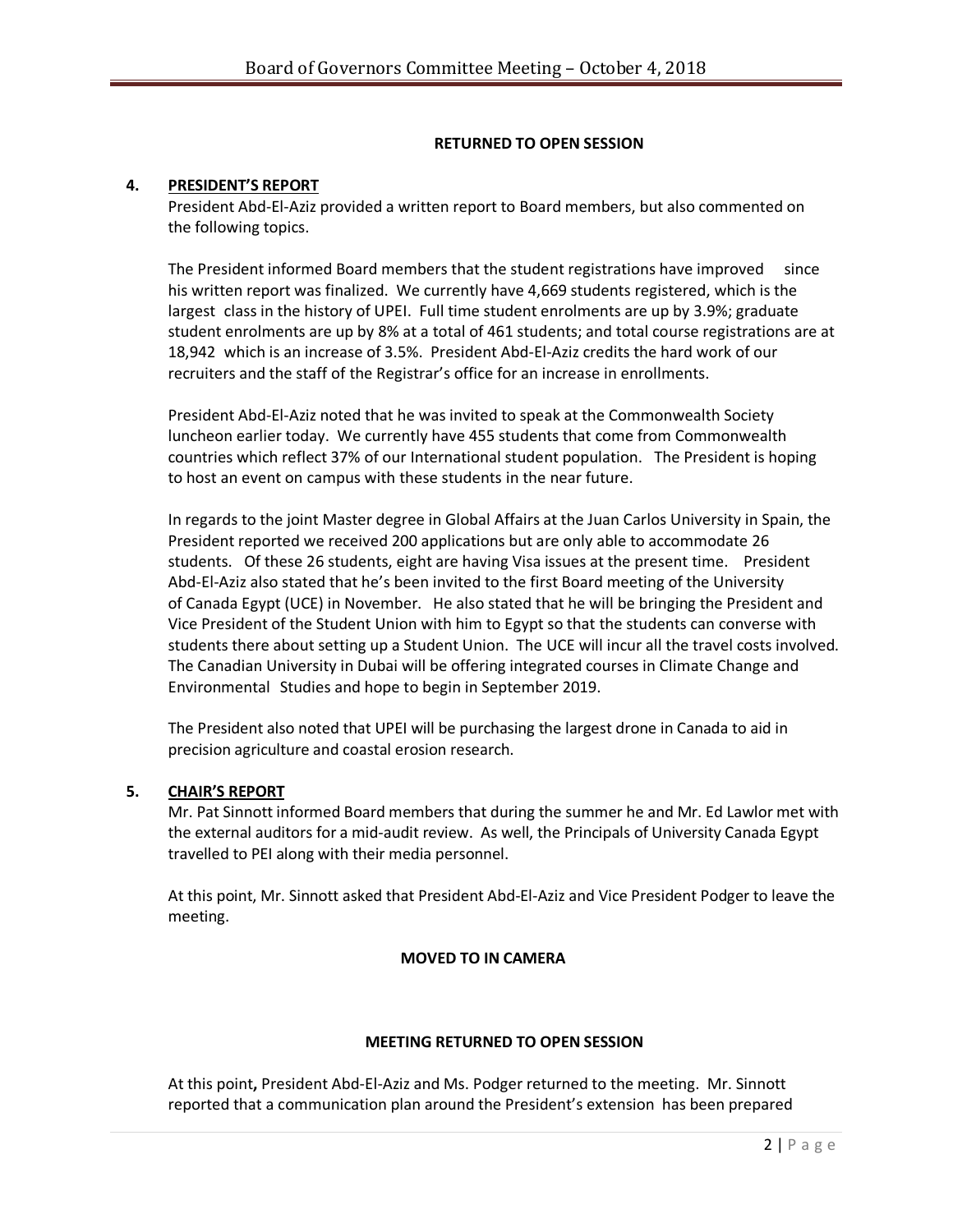**RETURNED TO OPEN SESSION**

4. **PRESIDENT'S REPORT**

President Abd-El-Aziz provided a written report to Board members, but also commented on the following topics.

The President informed Board members that the student registrations have improved since his written report was finalized. We currently have 4,669 students registered, which is the largest class in the history of UPEI. Full time student enrolments are up by 3.9%; graduate student enrolments are up by 8% at a total of 461 students; and total course registrations are at 18,942 which is an increase of 3.5%. President Abd-El-Aziz credits the hard work of our recruiters and the staff of the Registrar's office for an increase in enrollments.

President Abd-El-Aziz noted that he was invited to speak at the Commonwealth Society luncheon earlier today. We currently have 455 students that come from Commonwealth countries which reflect 37% of our International student population. The President is hoping to host an event on campus with these students in the near future.

In regards to the joint Master degree in Global Affairs at the Juan Carlos University in Spain, the President reported we received 200 applications but are only able to accommodate 26 students. Of these 26 students, eight are having Visa issues at the present time. President Abd-El-Aziz also stated that he's been invited to the first Board meeting of the University of Canada Egypt (UCE) in November. He also stated that he will be bringing the President and Vice President of the Student Union with him to Egypt so that the students can converse with students there about setting up a Student Union. The UCE will incur all the travel costs involved. The Canadian University in Dubai will be offering integrated courses in Climate Change and Environmental Studies and hope to begin in September 2019.

The President also noted that UPEI will be purchasing the largest drone in Canada to aid in precision agriculture and coastal erosion research.

5. **CHAIR'S REPORT**

Mr. Pat Sinnott informed Board members that during the summer he and Mr. Ed Lawlor met with the external auditors for a mid-audit review. As well, the Principals of University Canada Egypt travelled to PEI along with their media personnel.

At this point, Mr. Sinnott asked that President Abd-El-Aziz and Vice President Podger to leave the meeting.

**MOVED TO IN CAMERA**

**MEETING RETURNED TO OPEN SESSION**

At this point**,** President Abd-El-Aziz and Ms. Podger returned to the meeting. Mr. Sinnott reported that a communication plan around the President's extension has been prepared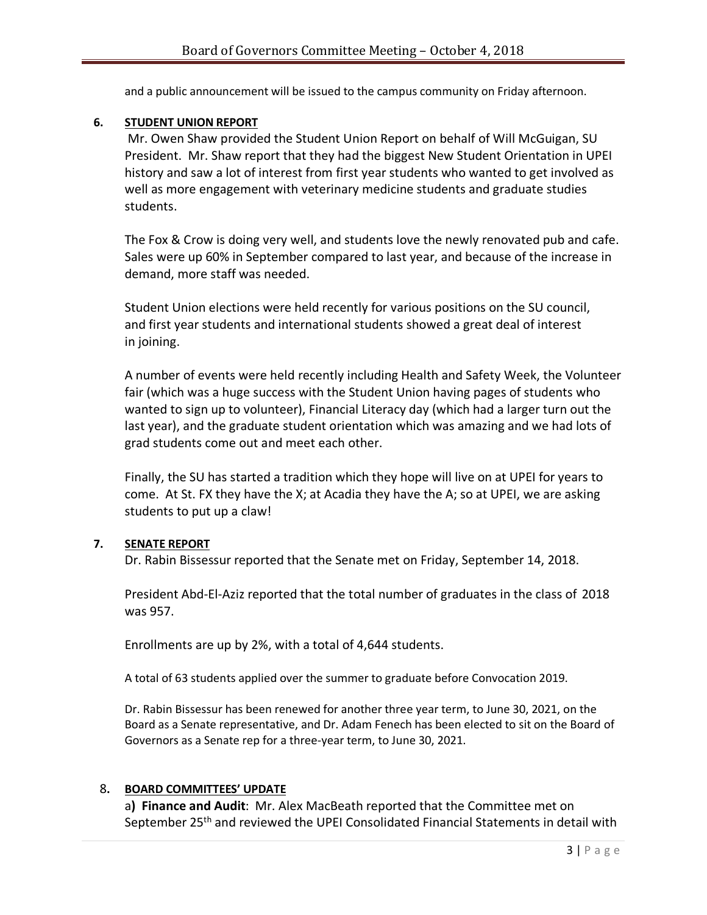and a public announcement will be issued to the campus community on Friday afternoon.

## 6. STUDENT UNION REPORT

Mr. Owen Shaw provided the Student Union Report on behalf of Will McGuigan, SU President. Mr. Shaw report that they had the biggest New Student Orientation in UPEI history and saw a lot of interest from first year students who wanted to get involved as well as more engagement with veterinary medicine students and graduate studies students.

The Fox & Crow is doing very well, and students love the newly renovated pub and cafe. Sales were up 60% in September compared to last year, and because of the increase in demand, more staff was needed.

Student Union elections were held recently for various positions on the SU council, and first year students and international students showed a great deal of interest in joining.

A number of events were held recently including Health and Safety Week, the Volunteer fair (which was a huge success with the Student Union having pages of students who wanted to sign up to volunteer), Financial Literacy day (which had a larger turn out the last year), and the graduate student orientation which was amazing and we had lots of grad students come out and meet each other.

Finally, the SU has started a tradition which they hope will live on at UPEI for years to come. At St. FX they have the X; at Acadia they have the A; so at UPEI, we are asking students to put up a claw!

## 7. SENATE REPORT

Dr. Rabin Bissessur reported that the Senate met on Friday, September 14, 2018.

President Abd-El-Aziz reported that the total number of graduates in the class of 2018 was 957.

Enrollments are up by 2%, with a total of 4,644 students.

A total of 63 students applied over the summer to graduate before Convocation 2019.

Dr. Rabin Bissessur has been renewed for another three year term, to June 30, 2021, on the Board as a Senate representative, and Dr. Adam Fenech has been elected to sit on the Board of Governors as a Senate rep for a three-year term, to June 30, 2021.

## 8. BOARD COMMITTEES' UPDATE

a**) Finance and Audit**: Mr. Alex MacBeath reported that the Committee met on September 25th and reviewed the UPEI Consolidated Financial Statements in detail with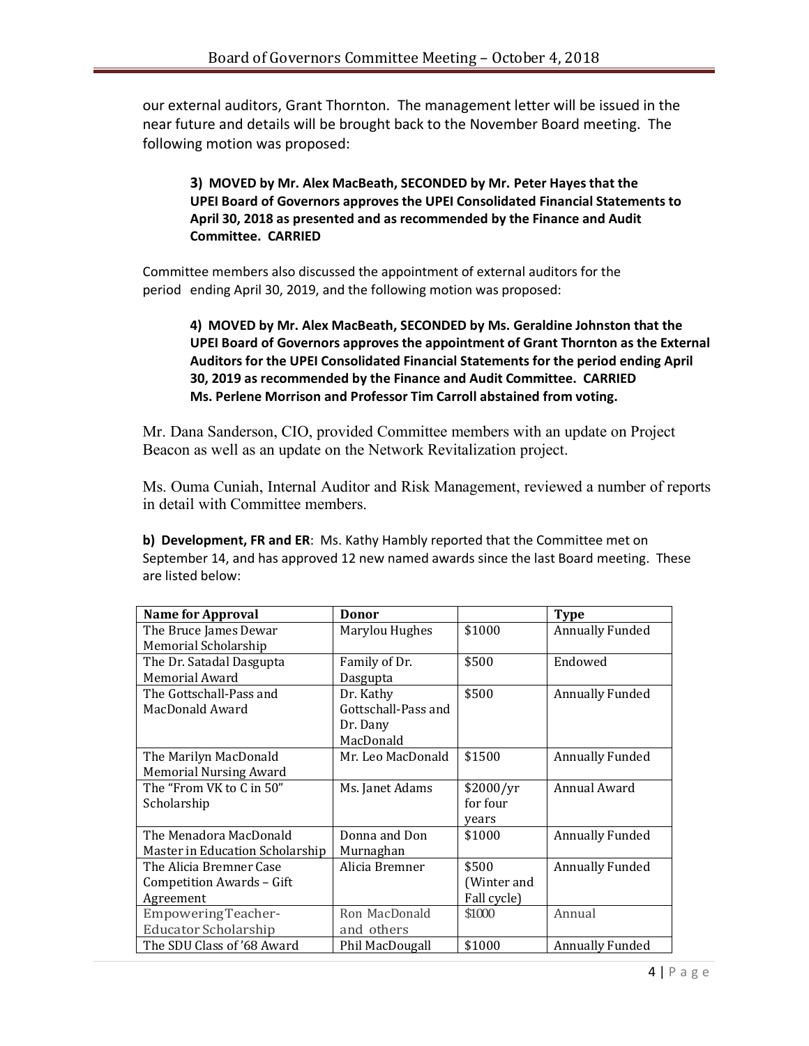our external auditors, Grant Thornton. The management letter will be issued in the near future and details will be brought back to the November Board meeting. The following motion was proposed:

> **3) MOVED by Mr. Alex MacBeath, SECONDED by Mr. Peter Hayes that the UPEI Board of Governors approves the UPEI Consolidated Financial Statements to April 30, 2018 as presented and as recommended by the Finance and Audit Committee. CARRIED**

Committee members also discussed the appointment of external auditors for the period ending April 30, 2019, and the following motion was proposed:

> **4) MOVED by Mr. Alex MacBeath, SECONDED by Ms. Geraldine Johnston that the UPEI Board of Governors approves the appointment of Grant Thornton as the External Auditors for the UPEI Consolidated Financial Statements for the period ending April 30, 2019 as recommended by the Finance and Audit Committee. CARRIED**
> **Ms. Perlene Morrison and Professor Tim Carroll abstained from voting.**

Mr. Dana Sanderson, CIO, provided Committee members with an update on Project Beacon as well as an update on the Network Revitalization project.

Ms. Ouma Cuniah, Internal Auditor and Risk Management, reviewed a number of reports in detail with Committee members.

**b) Development, FR and ER**: Ms. Kathy Hambly reported that the Committee met on September 14, and has approved 12 new named awards since the last Board meeting. These are listed below:

| Name for Approval | Donor | | Type |
|---|---|---|---|
| The Bruce James Dewar Memorial Scholarship | Marylou Hughes | $1000 | Annually Funded |
| The Dr. Satadal Dasgupta Memorial Award | Family of Dr. Dasgupta | $500 | Endowed |
| The Gottschall-Pass and MacDonald Award | Dr. Kathy Gottschall-Pass and Dr. Dany MacDonald | $500 | Annually Funded |
| The Marilyn MacDonald Memorial Nursing Award | Mr. Leo MacDonald | $1500 | Annually Funded |
| The "From VK to C in 50" Scholarship | Ms. Janet Adams | $2000/yr for four years | Annual Award |
| The Menadora MacDonald Master in Education Scholarship | Donna and Don Murnaghan | $1000 | Annually Funded |
| The Alicia Bremner Case Competition Awards – Gift Agreement | Alicia Bremner | $500 (Winter and Fall cycle) | Annually Funded |
| Empowering Teacher-Educator Scholarship | Ron MacDonald and others | $1000 | Annual |
| The SDU Class of '68 Award | Phil MacDougall | $1000 | Annually Funded |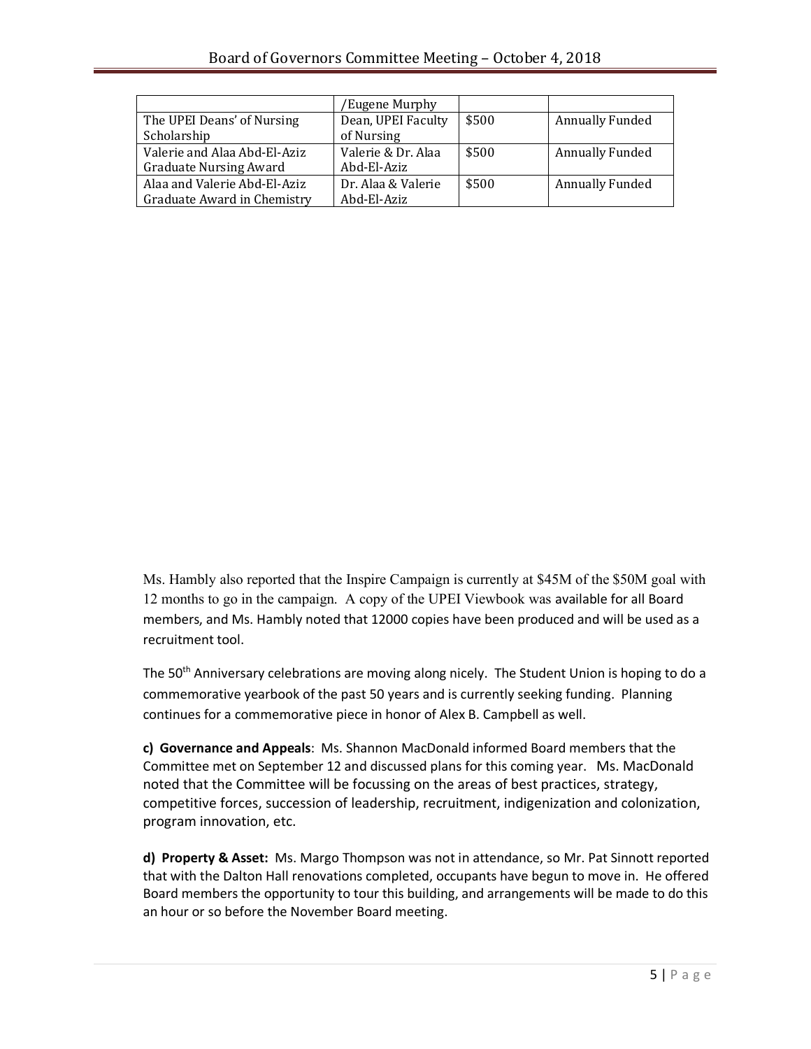| | /Eugene Murphy | | |
|---|---|---|---|
| The UPEI Deans' of Nursing Scholarship | Dean, UPEI Faculty of Nursing | $500 | Annually Funded |
| Valerie and Alaa Abd-El-Aziz Graduate Nursing Award | Valerie & Dr. Alaa Abd-El-Aziz | $500 | Annually Funded |
| Alaa and Valerie Abd-El-Aziz Graduate Award in Chemistry | Dr. Alaa & Valerie Abd-El-Aziz | $500 | Annually Funded |

Ms. Hambly also reported that the Inspire Campaign is currently at $45M of the $50M goal with 12 months to go in the campaign. A copy of the UPEI Viewbook was available for all Board members, and Ms. Hambly noted that 12000 copies have been produced and will be used as a recruitment tool.

The 50th Anniversary celebrations are moving along nicely. The Student Union is hoping to do a commemorative yearbook of the past 50 years and is currently seeking funding. Planning continues for a commemorative piece in honor of Alex B. Campbell as well.

**c) Governance and Appeals**: Ms. Shannon MacDonald informed Board members that the Committee met on September 12 and discussed plans for this coming year. Ms. MacDonald noted that the Committee will be focussing on the areas of best practices, strategy, competitive forces, succession of leadership, recruitment, indigenization and colonization, program innovation, etc.

**d) Property & Asset:** Ms. Margo Thompson was not in attendance, so Mr. Pat Sinnott reported that with the Dalton Hall renovations completed, occupants have begun to move in. He offered Board members the opportunity to tour this building, and arrangements will be made to do this an hour or so before the November Board meeting.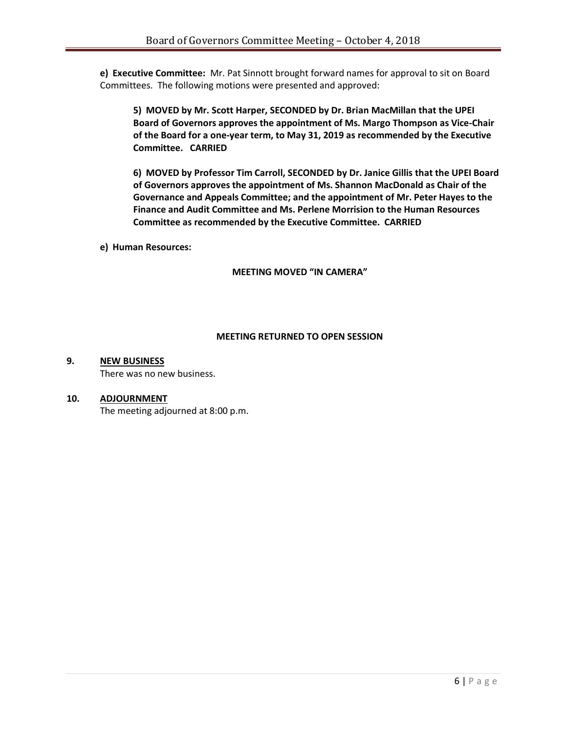**e) Executive Committee:** Mr. Pat Sinnott brought forward names for approval to sit on Board Committees. The following motions were presented and approved:

> **5) MOVED by Mr. Scott Harper, SECONDED by Dr. Brian MacMillan that the UPEI Board of Governors approves the appointment of Ms. Margo Thompson as Vice-Chair of the Board for a one-year term, to May 31, 2019 as recommended by the Executive Committee. CARRIED**
>
> **6) MOVED by Professor Tim Carroll, SECONDED by Dr. Janice Gillis that the UPEI Board of Governors approves the appointment of Ms. Shannon MacDonald as Chair of the Governance and Appeals Committee; and the appointment of Mr. Peter Hayes to the Finance and Audit Committee and Ms. Perlene Morrision to the Human Resources Committee as recommended by the Executive Committee. CARRIED**

**e) Human Resources:**

**MEETING MOVED "IN CAMERA"**

**MEETING RETURNED TO OPEN SESSION**

## 9. NEW BUSINESS

There was no new business.

## 10. ADJOURNMENT

The meeting adjourned at 8:00 p.m.